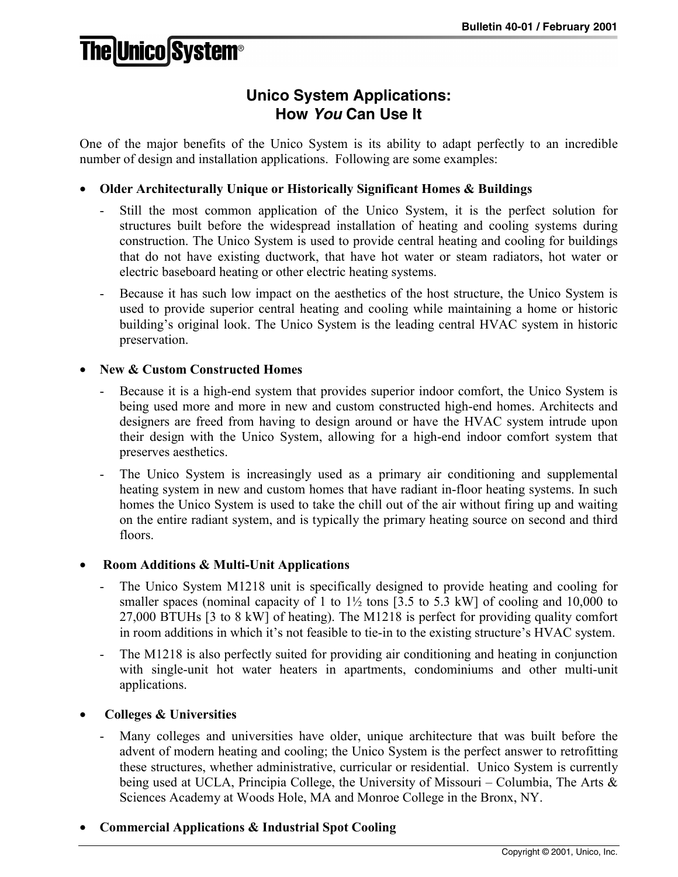**Bulletin 40-01 / February 2001**

**The Unico System®**

# Unico System Applications: How *You* Can Use It

One of the major benefits of the Unico System is its ability to adapt perfectly to an incredible number of design and installation applications. Following are some examples:

- **Older Architecturally Unique or Historically Significant Homes & Buildings**
  - Still the most common application of the Unico System, it is the perfect solution for structures built before the widespread installation of heating and cooling systems during construction. The Unico System is used to provide central heating and cooling for buildings that do not have existing ductwork, that have hot water or steam radiators, hot water or electric baseboard heating or other electric heating systems.
  - Because it has such low impact on the aesthetics of the host structure, the Unico System is used to provide superior central heating and cooling while maintaining a home or historic building's original look. The Unico System is the leading central HVAC system in historic preservation.

- **New & Custom Constructed Homes**
  - Because it is a high-end system that provides superior indoor comfort, the Unico System is being used more and more in new and custom constructed high-end homes. Architects and designers are freed from having to design around or have the HVAC system intrude upon their design with the Unico System, allowing for a high-end indoor comfort system that preserves aesthetics.
  - The Unico System is increasingly used as a primary air conditioning and supplemental heating system in new and custom homes that have radiant in-floor heating systems. In such homes the Unico System is used to take the chill out of the air without firing up and waiting on the entire radiant system, and is typically the primary heating source on second and third floors.

- **Room Additions & Multi-Unit Applications**
  - The Unico System M1218 unit is specifically designed to provide heating and cooling for smaller spaces (nominal capacity of 1 to 1½ tons [3.5 to 5.3 kW] of cooling and 10,000 to 27,000 BTUHs [3 to 8 kW] of heating). The M1218 is perfect for providing quality comfort in room additions in which it's not feasible to tie-in to the existing structure's HVAC system.
  - The M1218 is also perfectly suited for providing air conditioning and heating in conjunction with single-unit hot water heaters in apartments, condominiums and other multi-unit applications.

- **Colleges & Universities**
  - Many colleges and universities have older, unique architecture that was built before the advent of modern heating and cooling; the Unico System is the perfect answer to retrofitting these structures, whether administrative, curricular or residential. Unico System is currently being used at UCLA, Principia College, the University of Missouri – Columbia, The Arts & Sciences Academy at Woods Hole, MA and Monroe College in the Bronx, NY.

- **Commercial Applications & Industrial Spot Cooling**

Copyright © 2001, Unico, Inc.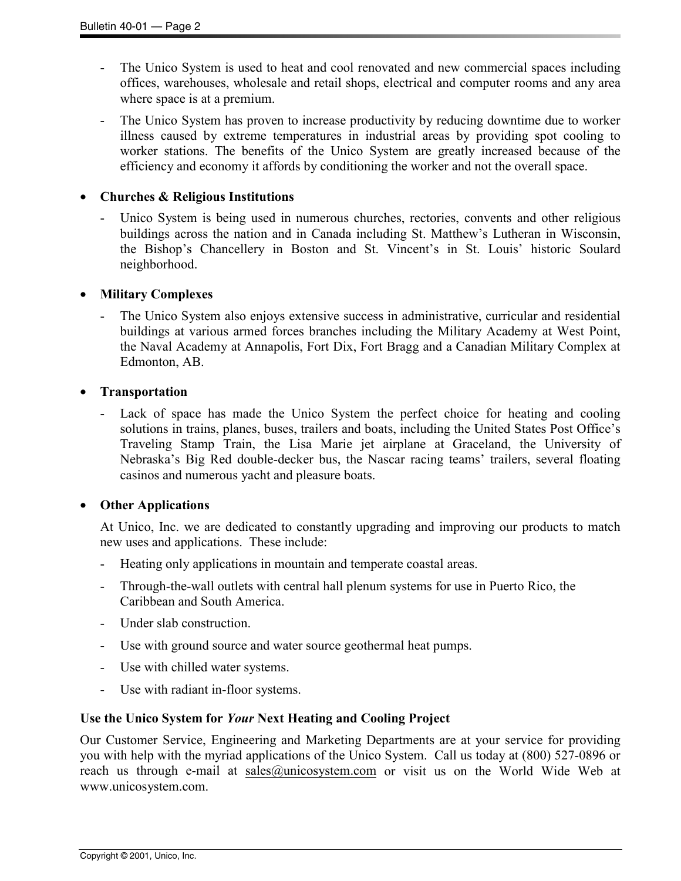- The Unico System is used to heat and cool renovated and new commercial spaces including offices, warehouses, wholesale and retail shops, electrical and computer rooms and any area where space is at a premium.
- The Unico System has proven to increase productivity by reducing downtime due to worker illness caused by extreme temperatures in industrial areas by providing spot cooling to worker stations. The benefits of the Unico System are greatly increased because of the efficiency and economy it affords by conditioning the worker and not the overall space.

- **Churches & Religious Institutions**
  - Unico System is being used in numerous churches, rectories, convents and other religious buildings across the nation and in Canada including St. Matthew's Lutheran in Wisconsin, the Bishop's Chancellery in Boston and St. Vincent's in St. Louis' historic Soulard neighborhood.

- **Military Complexes**
  - The Unico System also enjoys extensive success in administrative, curricular and residential buildings at various armed forces branches including the Military Academy at West Point, the Naval Academy at Annapolis, Fort Dix, Fort Bragg and a Canadian Military Complex at Edmonton, AB.

- **Transportation**
  - Lack of space has made the Unico System the perfect choice for heating and cooling solutions in trains, planes, buses, trailers and boats, including the United States Post Office's Traveling Stamp Train, the Lisa Marie jet airplane at Graceland, the University of Nebraska's Big Red double-decker bus, the Nascar racing teams' trailers, several floating casinos and numerous yacht and pleasure boats.

- **Other Applications**

  At Unico, Inc. we are dedicated to constantly upgrading and improving our products to match new uses and applications. These include:

  - Heating only applications in mountain and temperate coastal areas.
  - Through-the-wall outlets with central hall plenum systems for use in Puerto Rico, the Caribbean and South America.
  - Under slab construction.
  - Use with ground source and water source geothermal heat pumps.
  - Use with chilled water systems.
  - Use with radiant in-floor systems.

**Use the Unico System for *Your* Next Heating and Cooling Project**

Our Customer Service, Engineering and Marketing Departments are at your service for providing you with help with the myriad applications of the Unico System. Call us today at (800) 527-0896 or reach us through e-mail at sales@unicosystem.com or visit us on the World Wide Web at www.unicosystem.com.

Copyright © 2001, Unico, Inc.